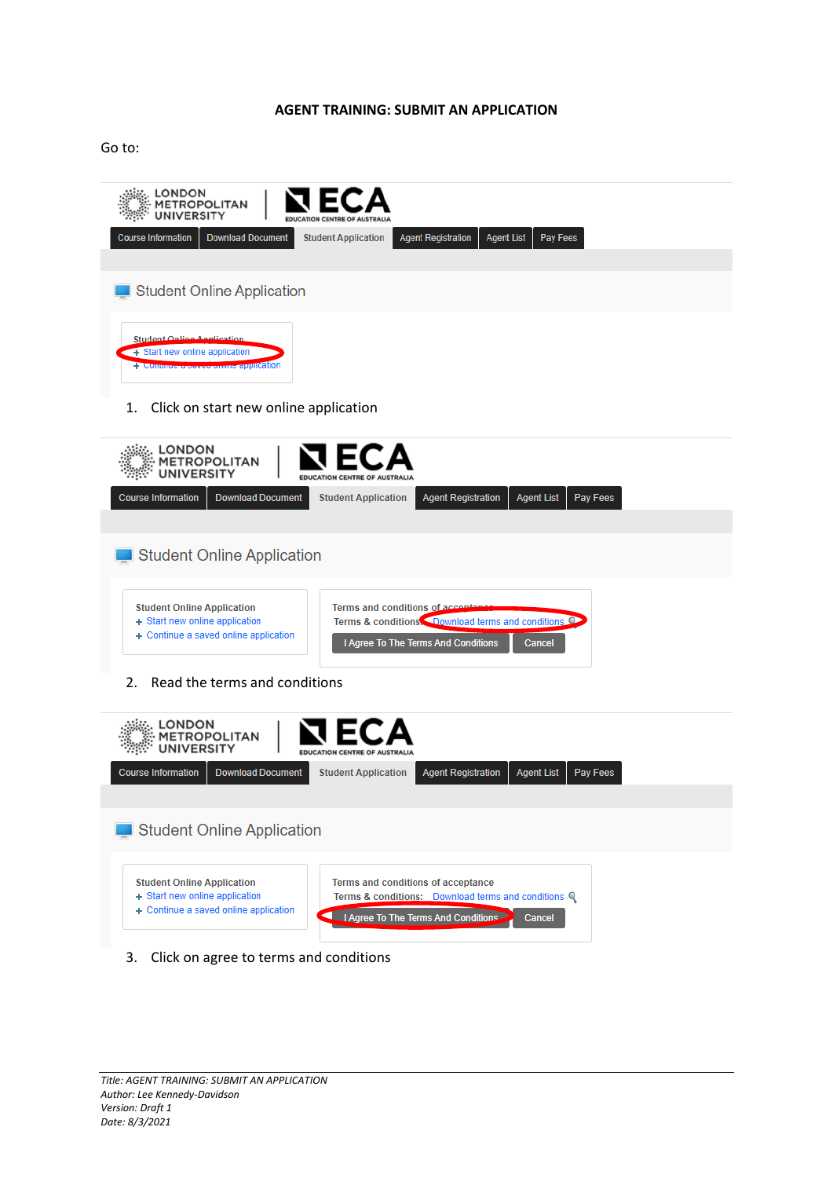# AGENT TRAINING: SUBMIT AN APPLICATION

Go to:

1. Click on start new online application

2. Read the terms and conditions

3. Click on agree to terms and conditions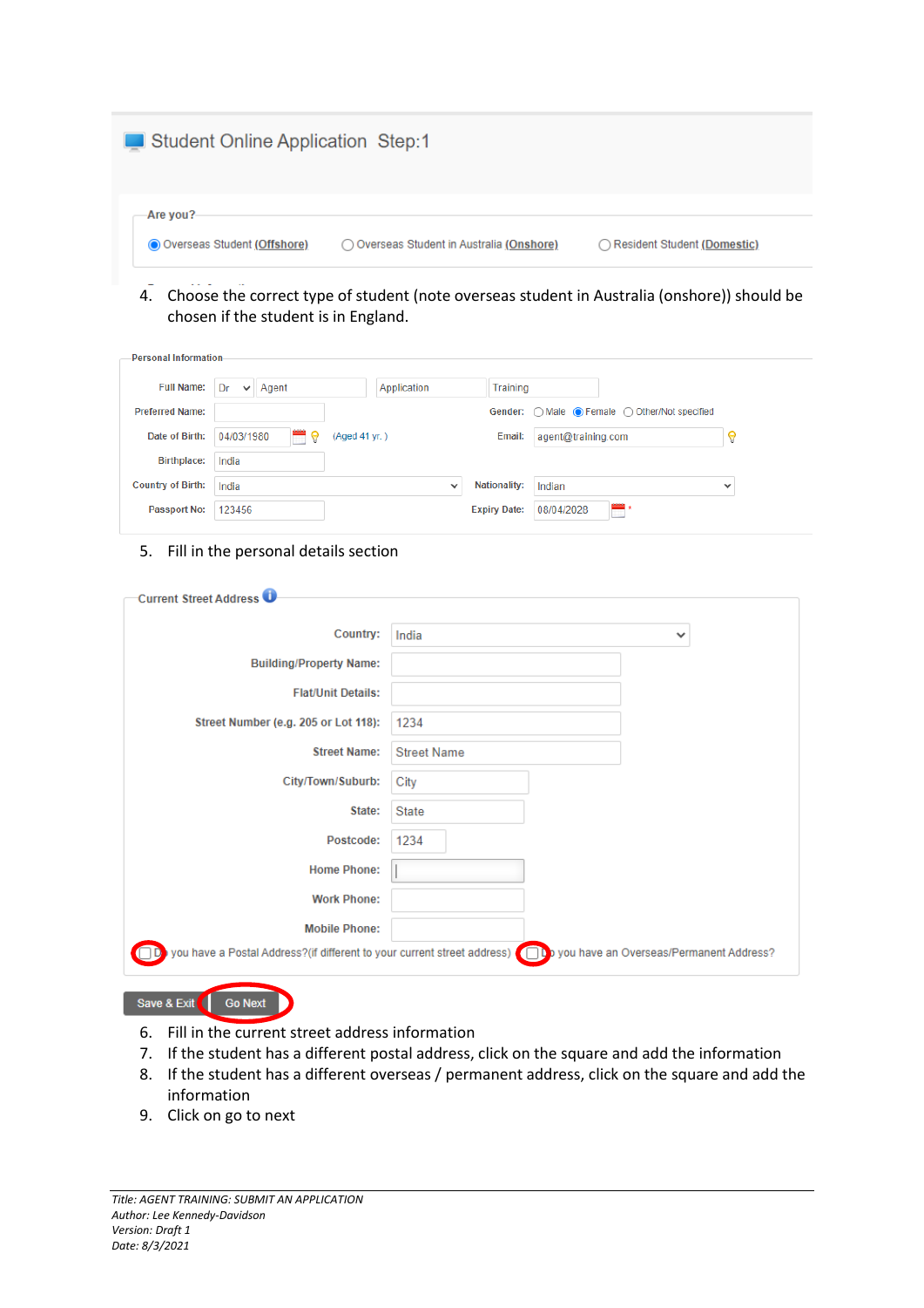Student Online Application Step:1

Are you?

- (selected) Overseas Student (**Offshore**)
- Overseas Student in Australia (**Onshore**)
- Resident Student (**Domestic**)

4. Choose the correct type of student (note overseas student in Australia (onshore)) should be chosen if the student is in England.

Personal Information

| Field | Value | Field | Value |
|---|---|---|---|
| Full Name: | Dr, Agent, Application, Training | | |
| Preferred Name: | | Gender: | Male / (selected) Female / Other/Not specified |
| Date of Birth: | 04/03/1980 (Aged 41 yr. ) | Email: | agent@training.com |
| Birthplace: | India | | |
| Country of Birth: | India | Nationality: | Indian |
| Passport No: | 123456 | Expiry Date: | 08/04/2028 * |

5. Fill in the personal details section

Current Street Address

| Field | Value |
|---|---|
| Country: | India |
| Building/Property Name: | |
| Flat/Unit Details: | |
| Street Number (e.g. 205 or Lot 118): | 1234 |
| Street Name: | Street Name |
| City/Town/Suburb: | City |
| State: | State |
| Postcode: | 1234 |
| Home Phone: | |
| Work Phone: | |
| Mobile Phone: | |

Do you have a Postal Address?(if different to your current street address) Do you have an Overseas/Permanent Address?

Save & Exit | Go Next

6. Fill in the current street address information
7. If the student has a different postal address, click on the square and add the information
8. If the student has a different overseas / permanent address, click on the square and add the information
9. Click on go to next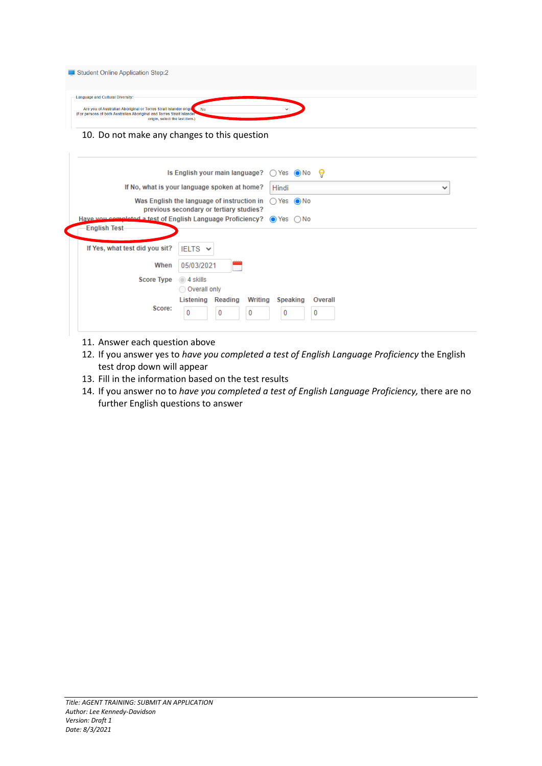Student Online Application Step:2

Language and Cultural Diversity:

Are you of Australian Aboriginal or Torres Strait Islander origin? (For persons of both Australian Aboriginal and Torres Strait Islander origin, select the last item.) No

10. Do not make any changes to this question

Is English your main language? Yes / No

If No, what is your language spoken at home? Hindi

Was English the language of instruction in previous secondary or tertiary studies? Yes / No

Have you completed a test of English Language Proficiency? Yes / No

English Test

If Yes, what test did you sit? IELTS

When 05/03/2021

Score Type: 4 skills / Overall only

| | Listening | Reading | Writing | Speaking | Overall |
|---|---|---|---|---|---|
| Score: | 0 | 0 | 0 | 0 | 0 |

11. Answer each question above
12. If you answer yes to *have you completed a test of English Language Proficiency* the English test drop down will appear
13. Fill in the information based on the test results
14. If you answer no to *have you completed a test of English Language Proficiency,* there are no further English questions to answer

*Title: AGENT TRAINING: SUBMIT AN APPLICATION*
*Author: Lee Kennedy-Davidson*
*Version: Draft 1*
*Date: 8/3/2021*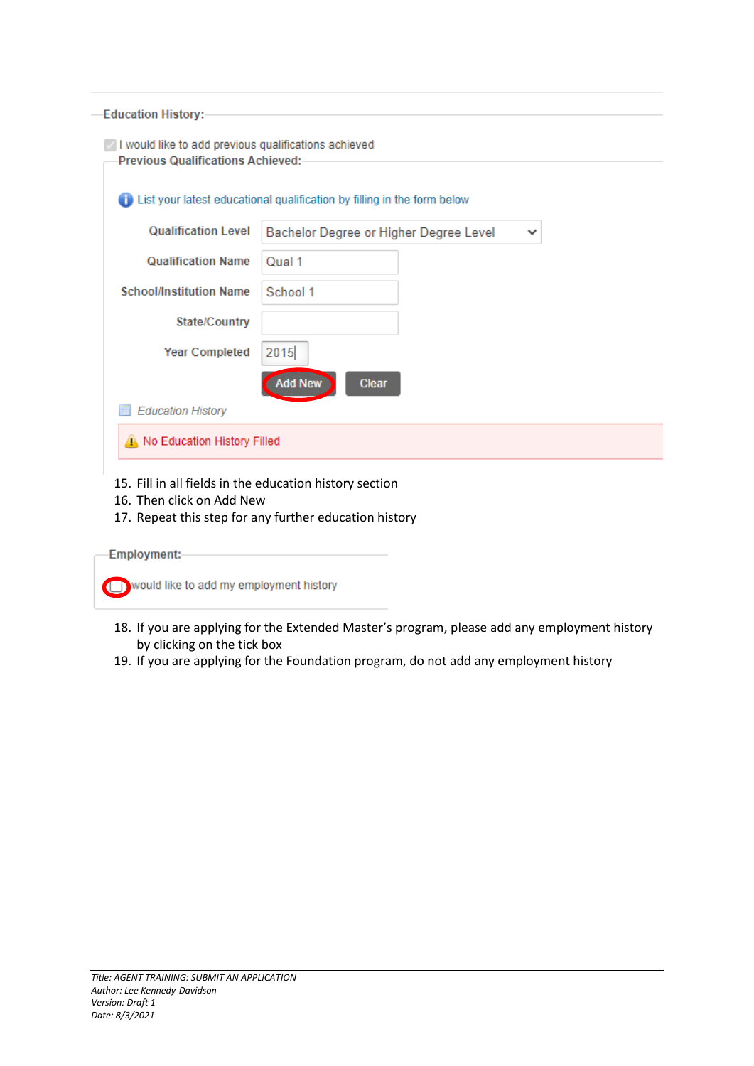**Education History:**

☑ I would like to add previous qualifications achieved

**Previous Qualifications Achieved:**

List your latest educational qualification by filling in the form below

| | |
|---|---|
| **Qualification Level** | Bachelor Degree or Higher Degree Level |
| **Qualification Name** | Qual 1 |
| **School/Institution Name** | School 1 |
| **State/Country** | |
| **Year Completed** | 2015 |

Add New | Clear

*Education History*

No Education History Filled

15. Fill in all fields in the education history section
16. Then click on Add New
17. Repeat this step for any further education history

**Employment:**

☐ I would like to add my employment history

18. If you are applying for the Extended Master's program, please add any employment history by clicking on the tick box
19. If you are applying for the Foundation program, do not add any employment history

*Title: AGENT TRAINING: SUBMIT AN APPLICATION*
*Author: Lee Kennedy-Davidson*
*Version: Draft 1*
*Date: 8/3/2021*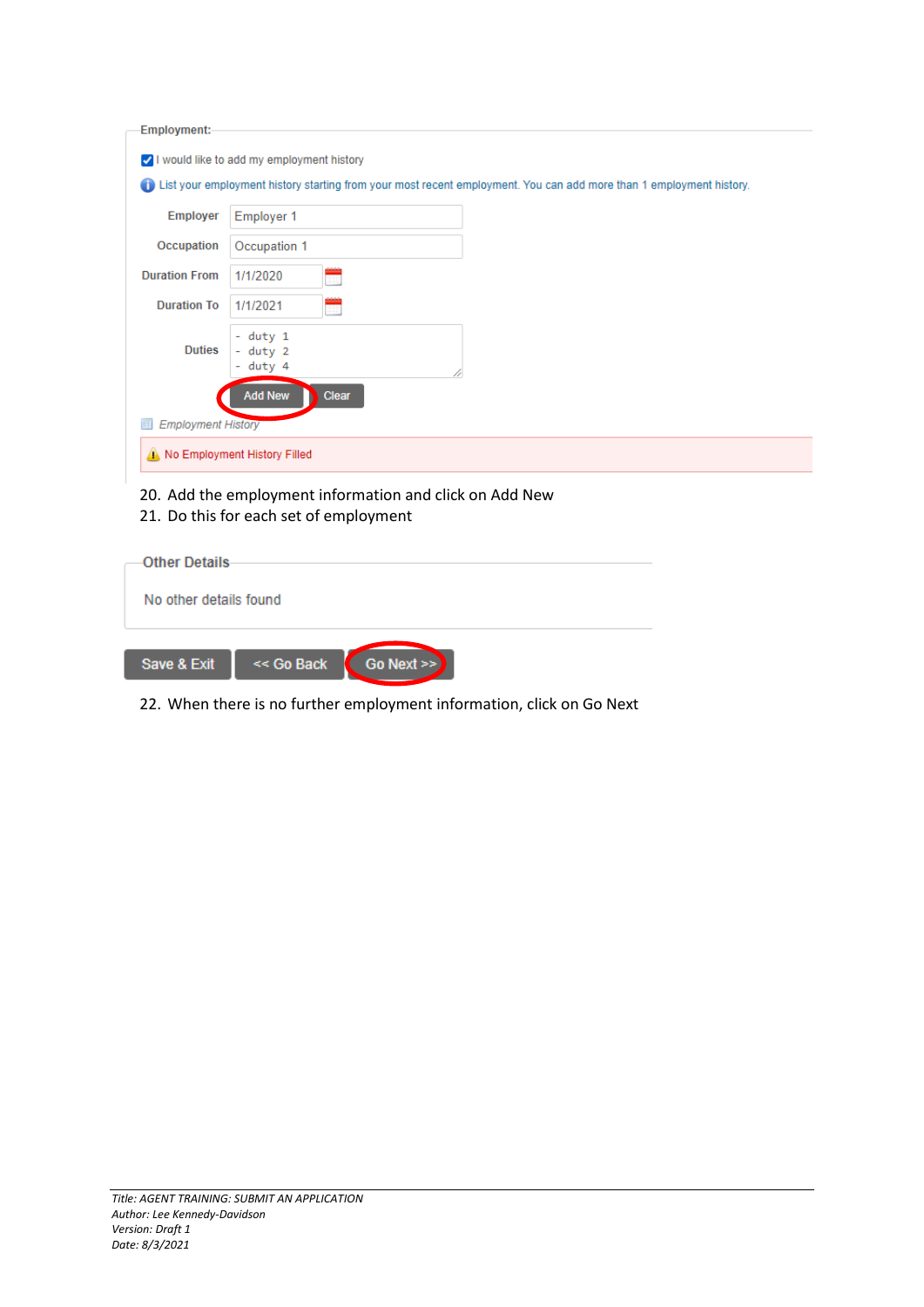**Employment:**

☑ I would like to add my employment history

ⓘ List your employment history starting from your most recent employment. You can add more than 1 employment history.

| | |
|---|---|
| Employer | Employer 1 |
| Occupation | Occupation 1 |
| Duration From | 1/1/2020 |
| Duration To | 1/1/2021 |
| Duties | - duty 1<br>- duty 2<br>- duty 4 |

Add New | Clear

*Employment History*

⚠ No Employment History Filled

20. Add the employment information and click on Add New
21. Do this for each set of employment

**Other Details**

No other details found

Save & Exit | << Go Back | Go Next >>

22. When there is no further employment information, click on Go Next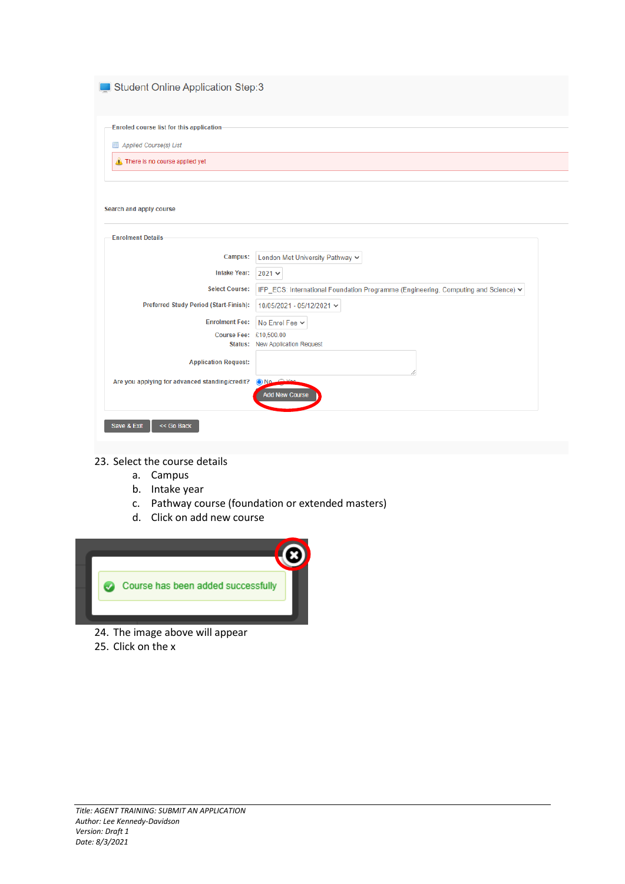Student Online Application Step:3

Enroled course list for this application

Applied Course(s) List

There is no course applied yet

Search and apply course

Enrolment Details

Campus: London Met University Pathway

Intake Year: 2021

Select Course: IFP_ECS: International Foundation Programme (Engineering, Computing and Science)

Preferred Study Period (Start-Finish): 10/05/2021 - 05/12/2021

Enrolment Fee: No Enrol Fee

Course Fee: £10,500.00

Status: New Application Request

Application Request:

Are you applying for advanced standing/credit? No Yes

Add New Course

Save & Exit | << Go Back

23. Select the course details
    a. Campus
    b. Intake year
    c. Pathway course (foundation or extended masters)
    d. Click on add new course

Course has been added successfully

24. The image above will appear
25. Click on the x

*Title: AGENT TRAINING: SUBMIT AN APPLICATION*
*Author: Lee Kennedy-Davidson*
*Version: Draft 1*
*Date: 8/3/2021*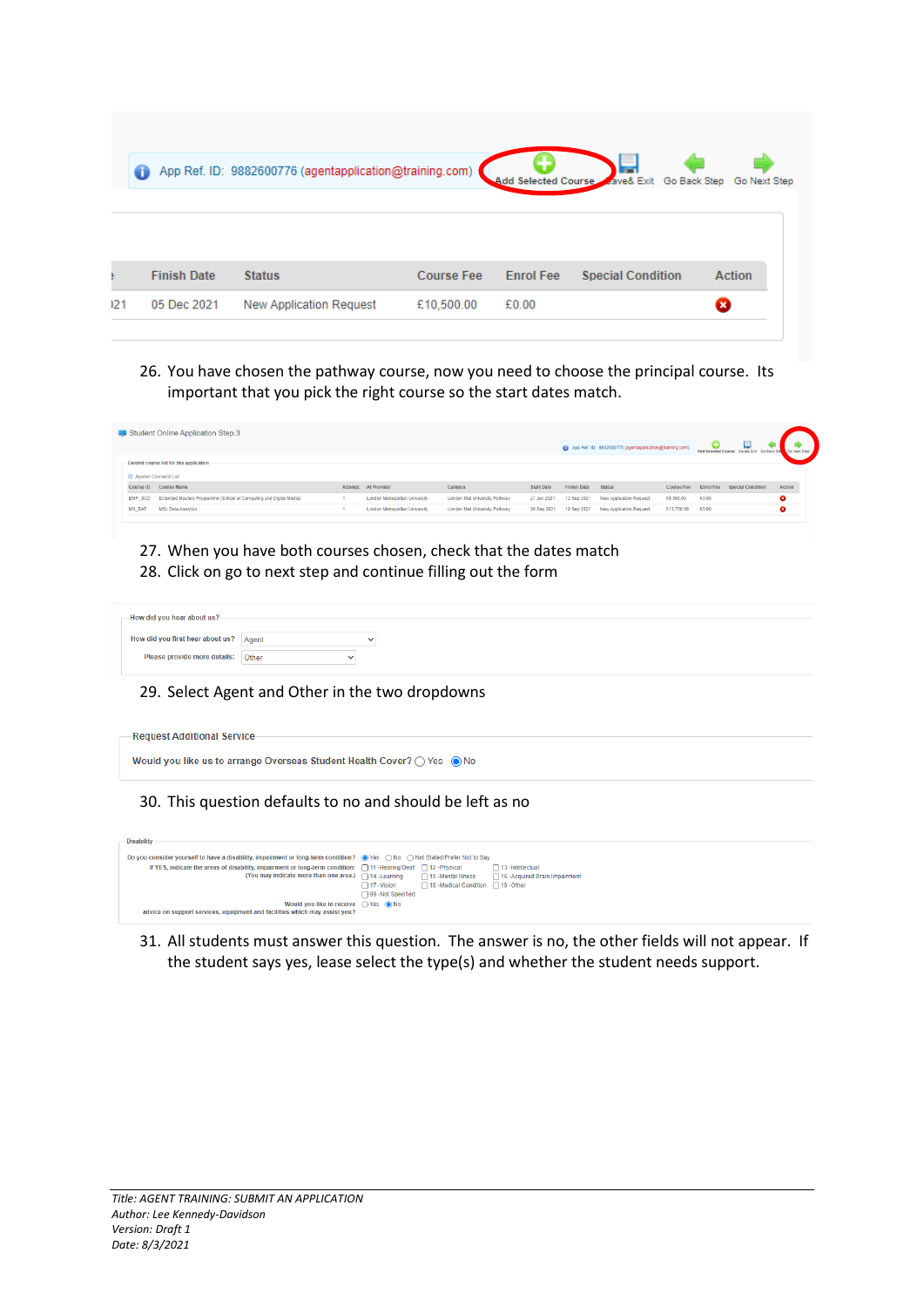App Ref. ID: 9882600776 (agentapplication@training.com) | Add Selected Course | Save& Exit | Go Back Step | Go Next Step

| Finish Date | Status | Course Fee | Enrol Fee | Special Condition | Action |
|---|---|---|---|---|---|
| 05 Dec 2021 | New Application Request | £10,500.00 | £0.00 | | |

26. You have chosen the pathway course, now you need to choose the principal course. Its important that you pick the right course so the start dates match.

Student Online Application Step:3

| Course ID | Course Name | Attempt | At Provider | Campus | Start Date | Finish Date | Status | Course Fee | Enrol Fee | Special Condition | Action |
|---|---|---|---|---|---|---|---|---|---|---|---|
| EMP_SCD | Extended Masters Programme (School of Computing and Digital Media) | 1 | London Metropolitan University | London Met University Pathway | 21 Jun 2021 | 12 Sep 2021 | New Application Request | £5,900.00 | £0.00 | | |
| MS_DAT | MSc Data Analytics | 1 | London Metropolitan University | London Met University Pathway | 20 Sep 2021 | 18 Sep 2022 | New Application Request | £13,750.00 | £0.00 | | |

27. When you have both courses chosen, check that the dates match
28. Click on go to next step and continue filling out the form

How did you hear about us?

How did you first hear about us? Agent

Please provide more details: Other

29. Select Agent and Other in the two dropdowns

Request Additional Service

Would you like us to arrange Overseas Student Health Cover? ○ Yes ◉ No

30. This question defaults to no and should be left as no

Disability

Do you consider yourself to have a disability, impairment or long-term condition? ◉ Yes ○ No ○ Not Stated/Prefer Not to Say

If YES, indicate the areas of disability, impairment or long-term condition: (You may indicate more than one area.)
☐ 11 -Hearing/Deaf ☐ 12 -Physical ☐ 13 -Intellectual
☐ 14 -Learning ☐ 15 -Mental Illness ☐ 16 -Acquired Brain Impairment
☐ 17 -Vision ☐ 18 -Medical Condition ☐ 19 -Other
☐ 99 -Not Specified

Would you like to receive advice on support services, equipment and facilities which may assist you? ○ Yes ◉ No

31. All students must answer this question. The answer is no, the other fields will not appear. If the student says yes, lease select the type(s) and whether the student needs support.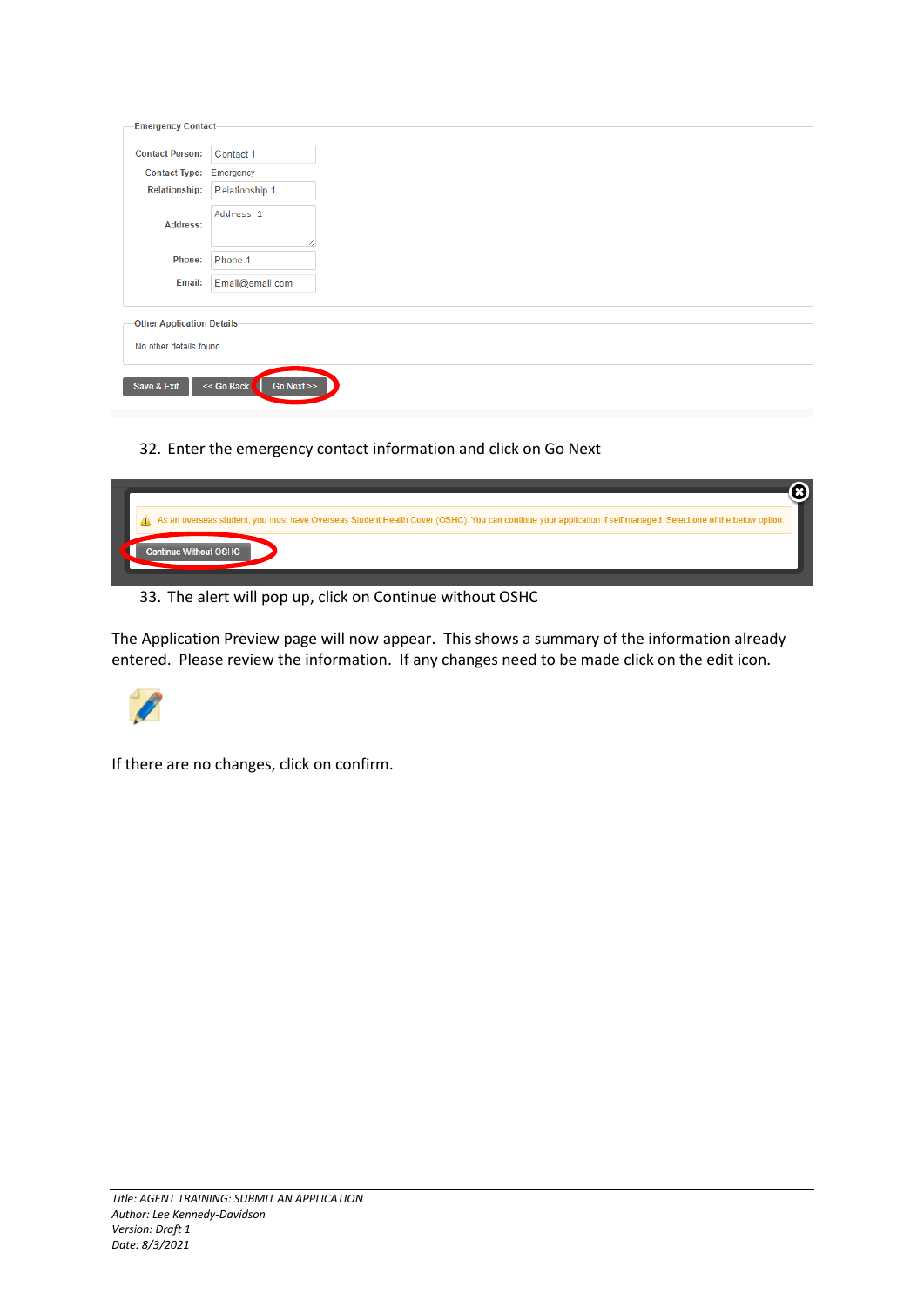Emergency Contact

| | |
|---|---|
| Contact Person: | Contact 1 |
| Contact Type: | Emergency |
| Relationship: | Relationship 1 |
| Address: | Address 1 |
| Phone: | Phone 1 |
| Email: | Email@email.com |

Other Application Details

No other details found

Save & Exit | << Go Back | Go Next >>

32. Enter the emergency contact information and click on Go Next

As an overseas student, you must have Overseas Student Health Cover (OSHC). You can continue your application if self managed. Select one of the below option.

Continue Without OSHC

33. The alert will pop up, click on Continue without OSHC

The Application Preview page will now appear. This shows a summary of the information already entered. Please review the information. If any changes need to be made click on the edit icon.

If there are no changes, click on confirm.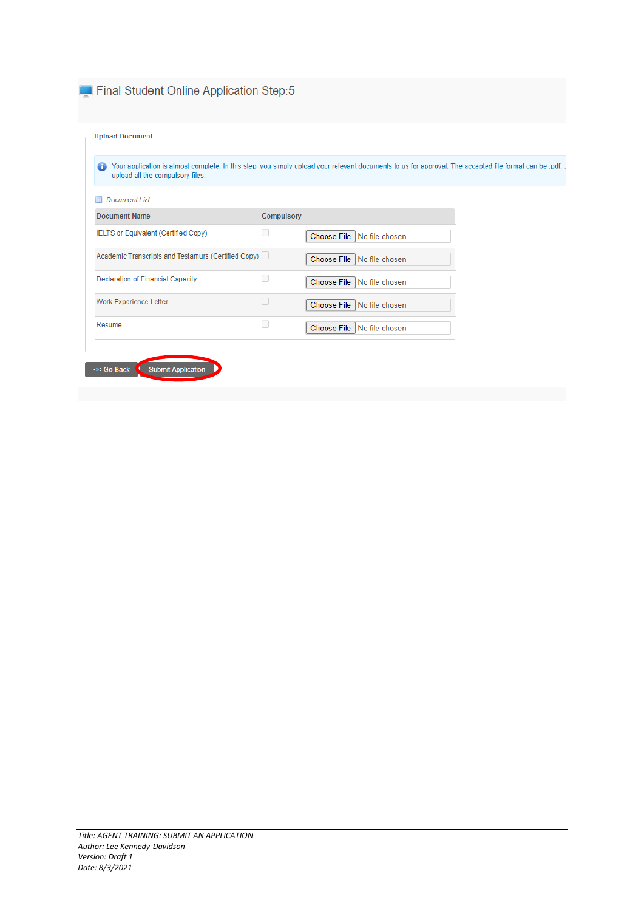# Final Student Online Application Step:5

**Upload Document**

Your application is almost complete. In this step, you simply upload your relevant documents to us for approval. The accepted file format can be .pdf, upload all the compulsory files.

*Document List*

| Document Name | Compulsory | |
|---|---|---|
| IELTS or Equivalent (Certified Copy) | ☐ | Choose File No file chosen |
| Academic Transcripts and Testamurs (Certified Copy) | ☐ | Choose File No file chosen |
| Declaration of Financial Capacity | ☐ | Choose File No file chosen |
| Work Experience Letter | ☐ | Choose File No file chosen |
| Resume | ☐ | Choose File No file chosen |

<< Go Back | Submit Application

*Title: AGENT TRAINING: SUBMIT AN APPLICATION*
*Author: Lee Kennedy-Davidson*
*Version: Draft 1*
*Date: 8/3/2021*